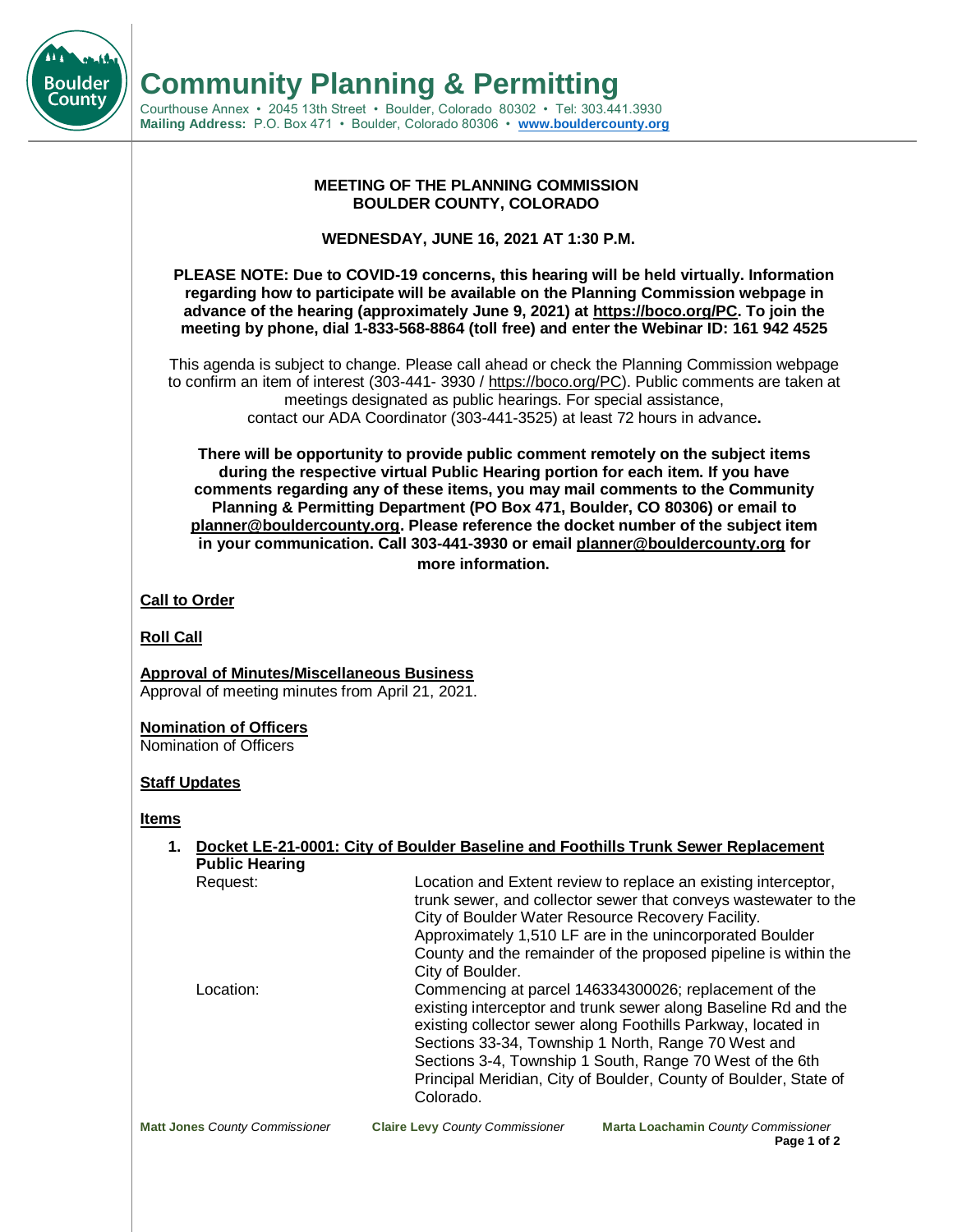# Community Planning & Permitting

Courthouse Annex • 2045 13th Street • Boulder, Colorado 80302 • Tel: 303.441.3930
**Mailing Address:** P.O. Box 471 • Boulder, Colorado 80306 • **www.bouldercounty.org**

**MEETING OF THE PLANNING COMMISSION**
**BOULDER COUNTY, COLORADO**

**WEDNESDAY, JUNE 16, 2021 AT 1:30 P.M.**

**PLEASE NOTE: Due to COVID-19 concerns, this hearing will be held virtually. Information regarding how to participate will be available on the Planning Commission webpage in advance of the hearing (approximately June 9, 2021) at https://boco.org/PC. To join the meeting by phone, dial 1-833-568-8864 (toll free) and enter the Webinar ID: 161 942 4525**

This agenda is subject to change. Please call ahead or check the Planning Commission webpage to confirm an item of interest (303-441- 3930 / https://boco.org/PC). Public comments are taken at meetings designated as public hearings. For special assistance, contact our ADA Coordinator (303-441-3525) at least 72 hours in advance**.**

**There will be opportunity to provide public comment remotely on the subject items during the respective virtual Public Hearing portion for each item. If you have comments regarding any of these items, you may mail comments to the Community Planning & Permitting Department (PO Box 471, Boulder, CO 80306) or email to planner@bouldercounty.org. Please reference the docket number of the subject item in your communication. Call 303-441-3930 or email planner@bouldercounty.org for more information.**

**Call to Order**

**Roll Call**

**Approval of Minutes/Miscellaneous Business**
Approval of meeting minutes from April 21, 2021.

**Nomination of Officers**
Nomination of Officers

**Staff Updates**

**Items**

1. **Docket LE-21-0001: City of Boulder Baseline and Foothills Trunk Sewer Replacement**
   **Public Hearing**

   Request: Location and Extent review to replace an existing interceptor, trunk sewer, and collector sewer that conveys wastewater to the City of Boulder Water Resource Recovery Facility. Approximately 1,510 LF are in the unincorporated Boulder County and the remainder of the proposed pipeline is within the City of Boulder.

   Location: Commencing at parcel 146334300026; replacement of the existing interceptor and trunk sewer along Baseline Rd and the existing collector sewer along Foothills Parkway, located in Sections 33-34, Township 1 North, Range 70 West and Sections 3-4, Township 1 South, Range 70 West of the 6th Principal Meridian, City of Boulder, County of Boulder, State of Colorado.

**Matt Jones** *County Commissioner* **Claire Levy** *County Commissioner* **Marta Loachamin** *County Commissioner*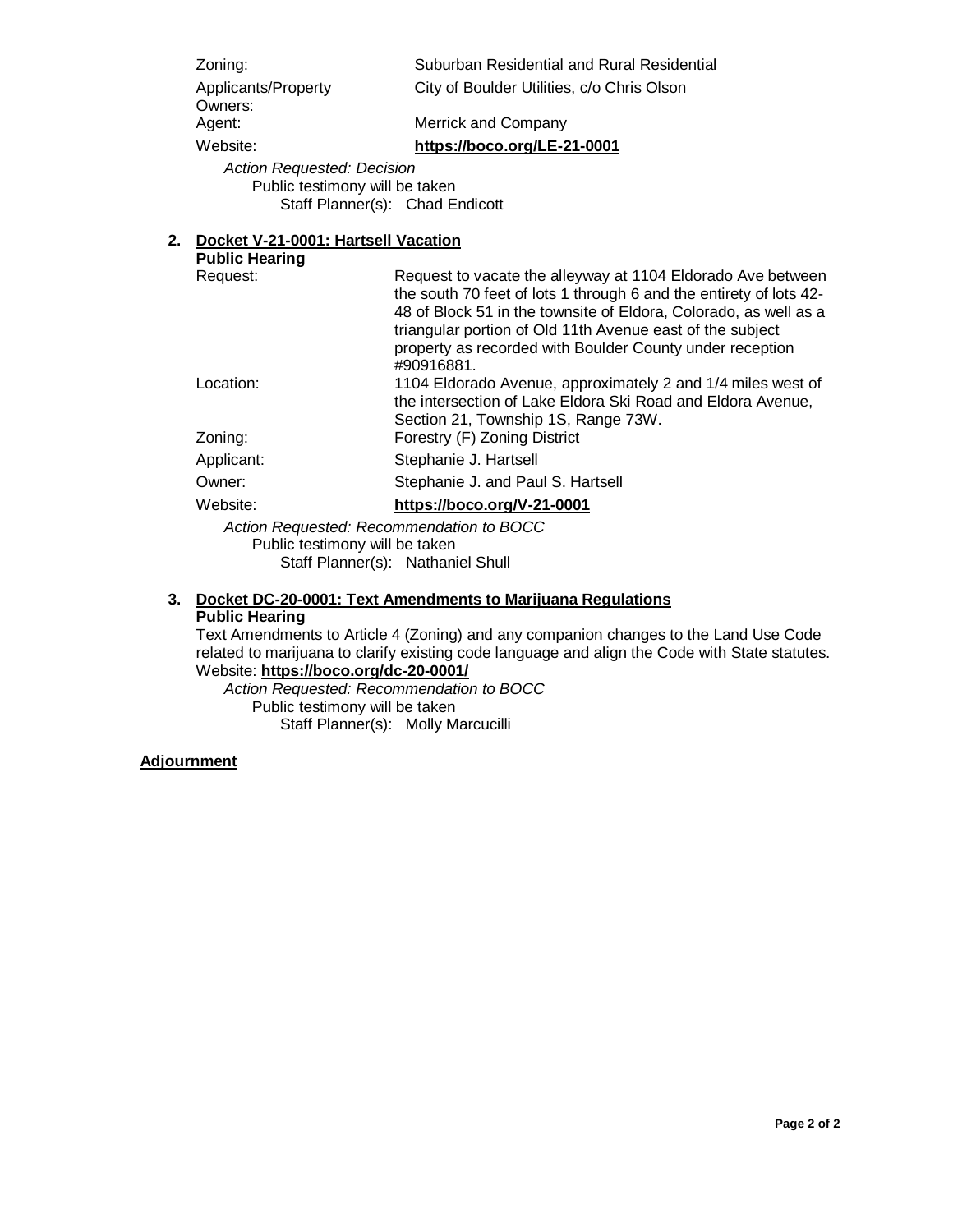Zoning: Suburban Residential and Rural Residential

Applicants/Property Owners: City of Boulder Utilities, c/o Chris Olson

Agent: Merrick and Company

Website: **https://boco.org/LE-21-0001**

*Action Requested: Decision*

Public testimony will be taken

Staff Planner(s): Chad Endicott

2. **Docket V-21-0001: Hartsell Vacation**

**Public Hearing**

Request: Request to vacate the alleyway at 1104 Eldorado Ave between the south 70 feet of lots 1 through 6 and the entirety of lots 42-48 of Block 51 in the townsite of Eldora, Colorado, as well as a triangular portion of Old 11th Avenue east of the subject property as recorded with Boulder County under reception #90916881.

Location: 1104 Eldorado Avenue, approximately 2 and 1/4 miles west of the intersection of Lake Eldora Ski Road and Eldora Avenue, Section 21, Township 1S, Range 73W.

Zoning: Forestry (F) Zoning District

Applicant: Stephanie J. Hartsell

Owner: Stephanie J. and Paul S. Hartsell

Website: **https://boco.org/V-21-0001**

*Action Requested: Recommendation to BOCC*

Public testimony will be taken

Staff Planner(s): Nathaniel Shull

3. **Docket DC-20-0001: Text Amendments to Marijuana Regulations**

**Public Hearing**

Text Amendments to Article 4 (Zoning) and any companion changes to the Land Use Code related to marijuana to clarify existing code language and align the Code with State statutes.

Website: **https://boco.org/dc-20-0001/**

*Action Requested: Recommendation to BOCC*

Public testimony will be taken

Staff Planner(s): Molly Marcucilli

**Adjournment**